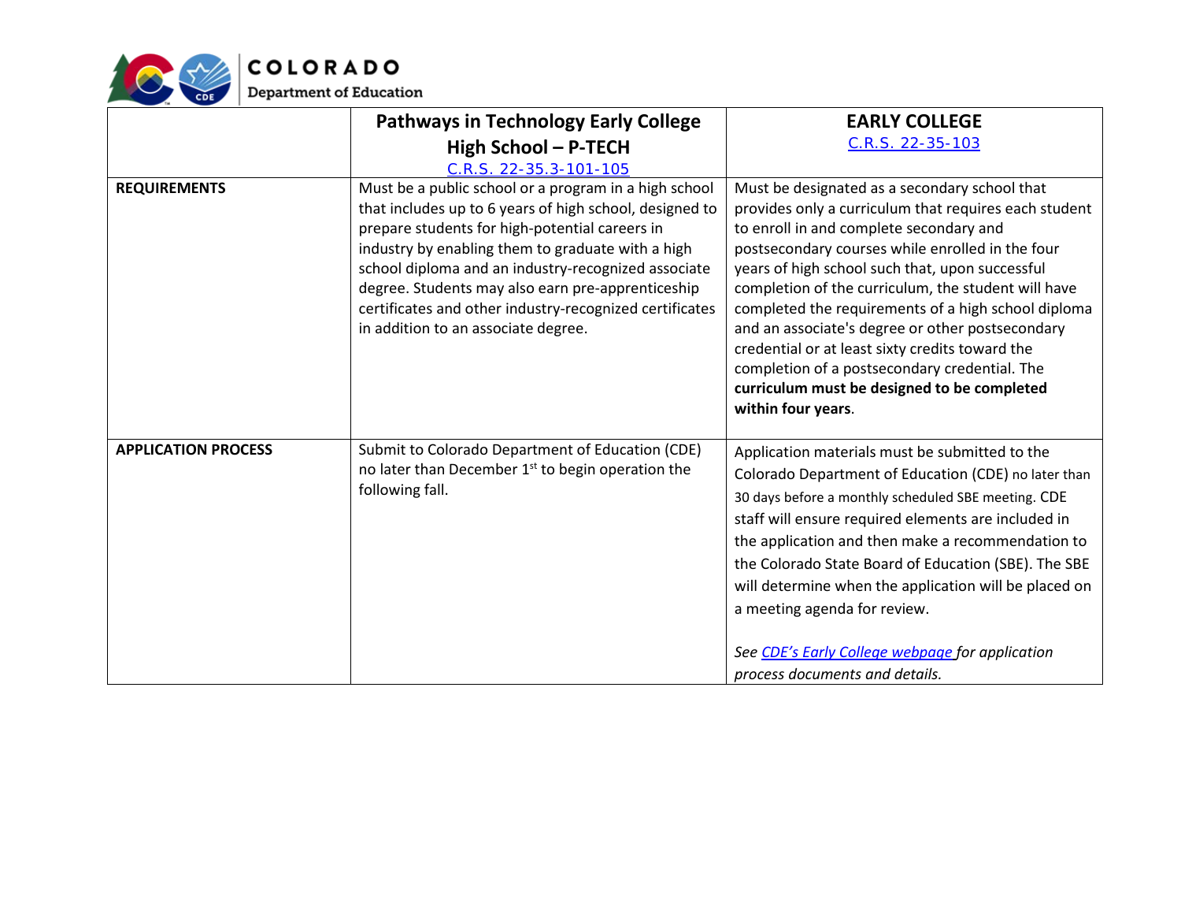COLORADO
Department of Education

| | **Pathways in Technology Early College High School – P-TECH** C.R.S. 22-35.3-101-105 | **EARLY COLLEGE** C.R.S. 22-35-103 |
|---|---|---|
| **REQUIREMENTS** | Must be a public school or a program in a high school that includes up to 6 years of high school, designed to prepare students for high-potential careers in industry by enabling them to graduate with a high school diploma and an industry-recognized associate degree. Students may also earn pre-apprenticeship certificates and other industry-recognized certificates in addition to an associate degree. | Must be designated as a secondary school that provides only a curriculum that requires each student to enroll in and complete secondary and postsecondary courses while enrolled in the four years of high school such that, upon successful completion of the curriculum, the student will have completed the requirements of a high school diploma and an associate's degree or other postsecondary credential or at least sixty credits toward the completion of a postsecondary credential. The **curriculum must be designed to be completed within four years**. |
| **APPLICATION PROCESS** | Submit to Colorado Department of Education (CDE) no later than December 1st to begin operation the following fall. | Application materials must be submitted to the Colorado Department of Education (CDE) no later than 30 days before a monthly scheduled SBE meeting. CDE staff will ensure required elements are included in the application and then make a recommendation to the Colorado State Board of Education (SBE). The SBE will determine when the application will be placed on a meeting agenda for review. *See CDE's Early College webpage for application process documents and details.* |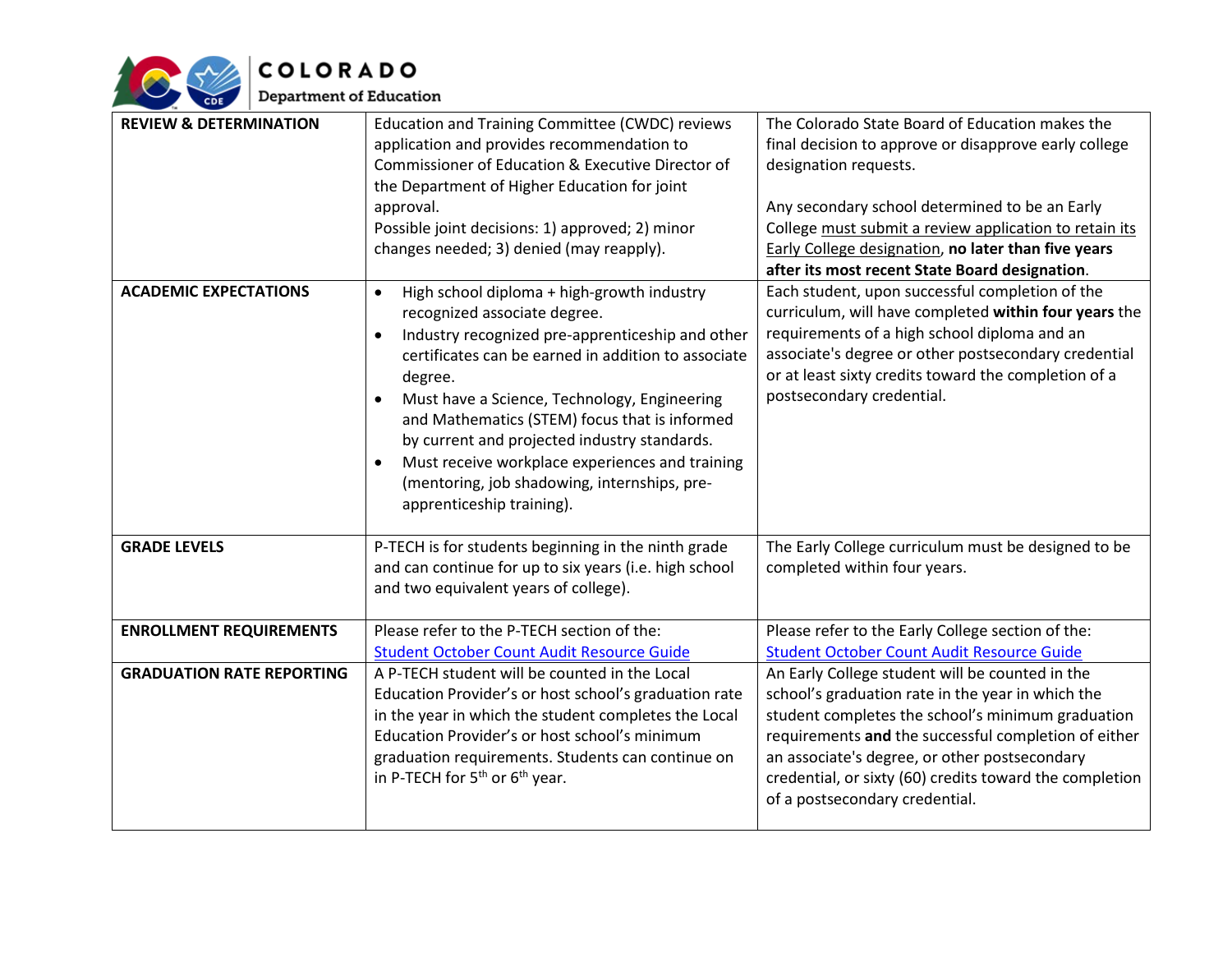| | | |
|---|---|---|
| **REVIEW & DETERMINATION** | Education and Training Committee (CWDC) reviews application and provides recommendation to Commissioner of Education & Executive Director of the Department of Higher Education for joint approval.<br>Possible joint decisions: 1) approved; 2) minor changes needed; 3) denied (may reapply). | The Colorado State Board of Education makes the final decision to approve or disapprove early college designation requests.<br><br>Any secondary school determined to be an Early College must submit a review application to retain its Early College designation, **no later than five years after its most recent State Board designation**. |
| **ACADEMIC EXPECTATIONS** | • High school diploma + high-growth industry recognized associate degree.<br>• Industry recognized pre-apprenticeship and other certificates can be earned in addition to associate degree.<br>• Must have a Science, Technology, Engineering and Mathematics (STEM) focus that is informed by current and projected industry standards.<br>• Must receive workplace experiences and training (mentoring, job shadowing, internships, pre-apprenticeship training). | Each student, upon successful completion of the curriculum, will have completed **within four years** the requirements of a high school diploma and an associate's degree or other postsecondary credential or at least sixty credits toward the completion of a postsecondary credential. |
| **GRADE LEVELS** | P-TECH is for students beginning in the ninth grade and can continue for up to six years (i.e. high school and two equivalent years of college). | The Early College curriculum must be designed to be completed within four years. |
| **ENROLLMENT REQUIREMENTS** | Please refer to the P-TECH section of the: Student October Count Audit Resource Guide | Please refer to the Early College section of the: Student October Count Audit Resource Guide |
| **GRADUATION RATE REPORTING** | A P-TECH student will be counted in the Local Education Provider's or host school's graduation rate in the year in which the student completes the Local Education Provider's or host school's minimum graduation requirements. Students can continue on in P-TECH for 5th or 6th year. | An Early College student will be counted in the school's graduation rate in the year in which the student completes the school's minimum graduation requirements **and** the successful completion of either an associate's degree, or other postsecondary credential, or sixty (60) credits toward the completion of a postsecondary credential. |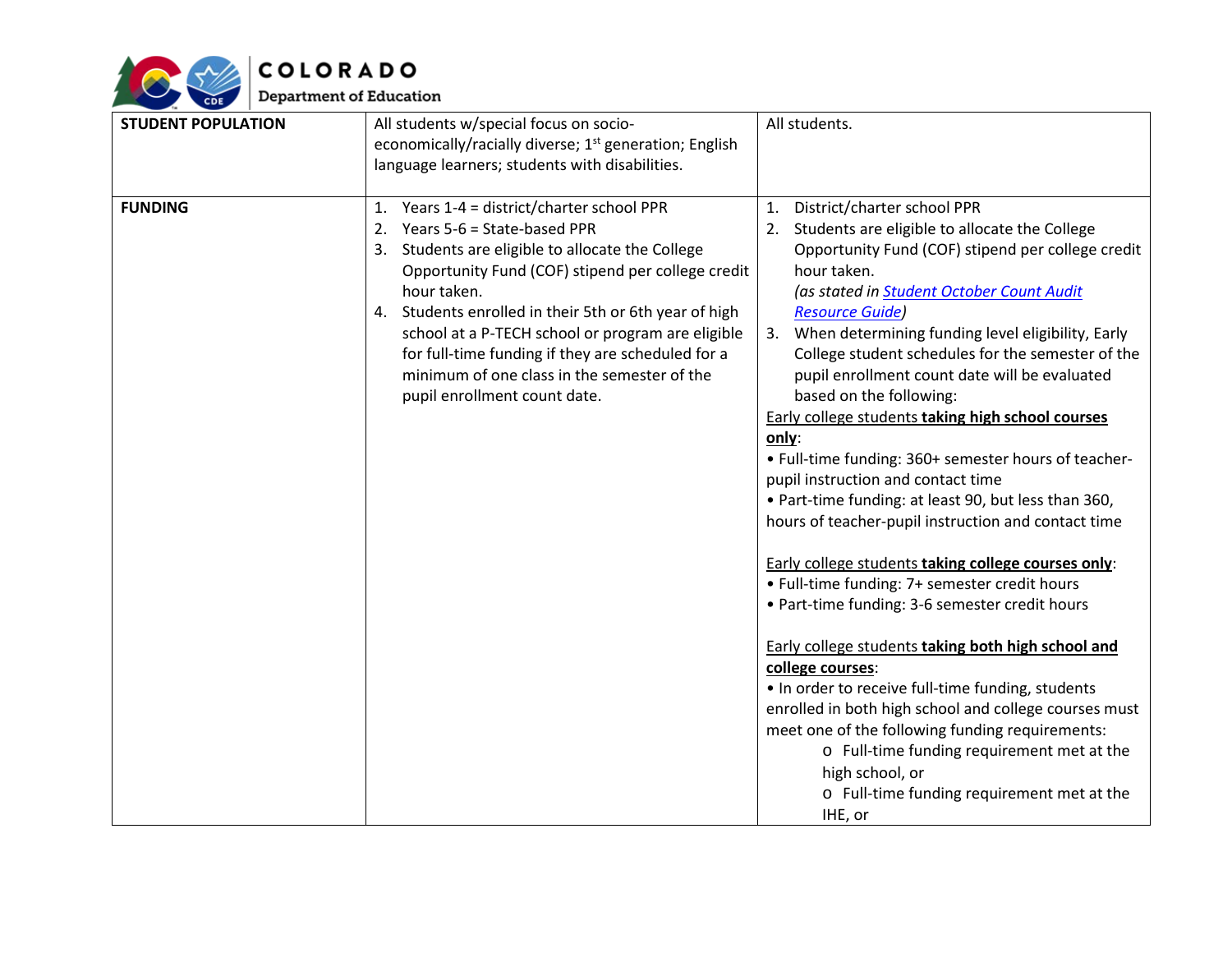| | | |
|---|---|---|
| **STUDENT POPULATION** | All students w/special focus on socio-economically/racially diverse; 1st generation; English language learners; students with disabilities. | All students. |
| **FUNDING** | 1. Years 1-4 = district/charter school PPR<br>2. Years 5-6 = State-based PPR<br>3. Students are eligible to allocate the College Opportunity Fund (COF) stipend per college credit hour taken.<br>4. Students enrolled in their 5th or 6th year of high school at a P-TECH school or program are eligible for full-time funding if they are scheduled for a minimum of one class in the semester of the pupil enrollment count date. | 1. District/charter school PPR<br>2. Students are eligible to allocate the College Opportunity Fund (COF) stipend per college credit hour taken. *(as stated in [Student October Count Audit Resource Guide](#))*<br>3. When determining funding level eligibility, Early College student schedules for the semester of the pupil enrollment count date will be evaluated based on the following:<br><br><u>Early college students **taking high school courses only**</u>:<br>• Full-time funding: 360+ semester hours of teacher-pupil instruction and contact time<br>• Part-time funding: at least 90, but less than 360, hours of teacher-pupil instruction and contact time<br><br><u>Early college students **taking college courses only**</u>:<br>• Full-time funding: 7+ semester credit hours<br>• Part-time funding: 3-6 semester credit hours<br><br><u>Early college students **taking both high school and college courses**</u>:<br>• In order to receive full-time funding, students enrolled in both high school and college courses must meet one of the following funding requirements:<br>o Full-time funding requirement met at the high school, or<br>o Full-time funding requirement met at the IHE, or |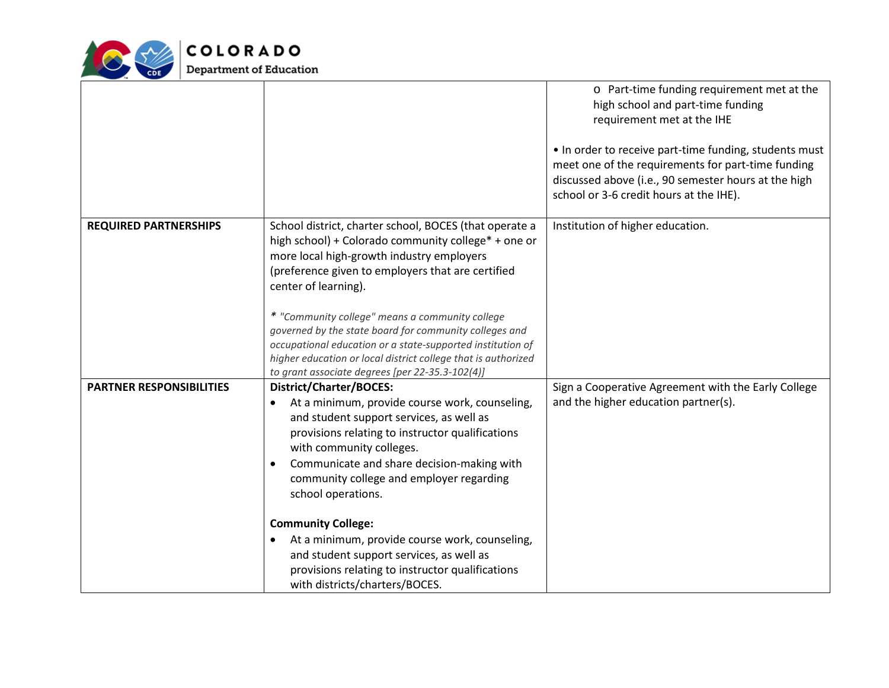| | | |
|---|---|---|
| | | o Part-time funding requirement met at the high school and part-time funding requirement met at the IHE<br><br>• In order to receive part-time funding, students must meet one of the requirements for part-time funding discussed above (i.e., 90 semester hours at the high school or 3-6 credit hours at the IHE). |
| **REQUIRED PARTNERSHIPS** | School district, charter school, BOCES (that operate a high school) + Colorado community college* + one or more local high-growth industry employers (preference given to employers that are certified center of learning).<br><br>* *"Community college" means a community college governed by the state board for community colleges and occupational education or a state-supported institution of higher education or local district college that is authorized to grant associate degrees [per 22-35.3-102(4)]* | Institution of higher education. |
| **PARTNER RESPONSIBILITIES** | **District/Charter/BOCES:**<br>• At a minimum, provide course work, counseling, and student support services, as well as provisions relating to instructor qualifications with community colleges.<br>• Communicate and share decision-making with community college and employer regarding school operations.<br><br>**Community College:**<br>• At a minimum, provide course work, counseling, and student support services, as well as provisions relating to instructor qualifications with districts/charters/BOCES. | Sign a Cooperative Agreement with the Early College and the higher education partner(s). |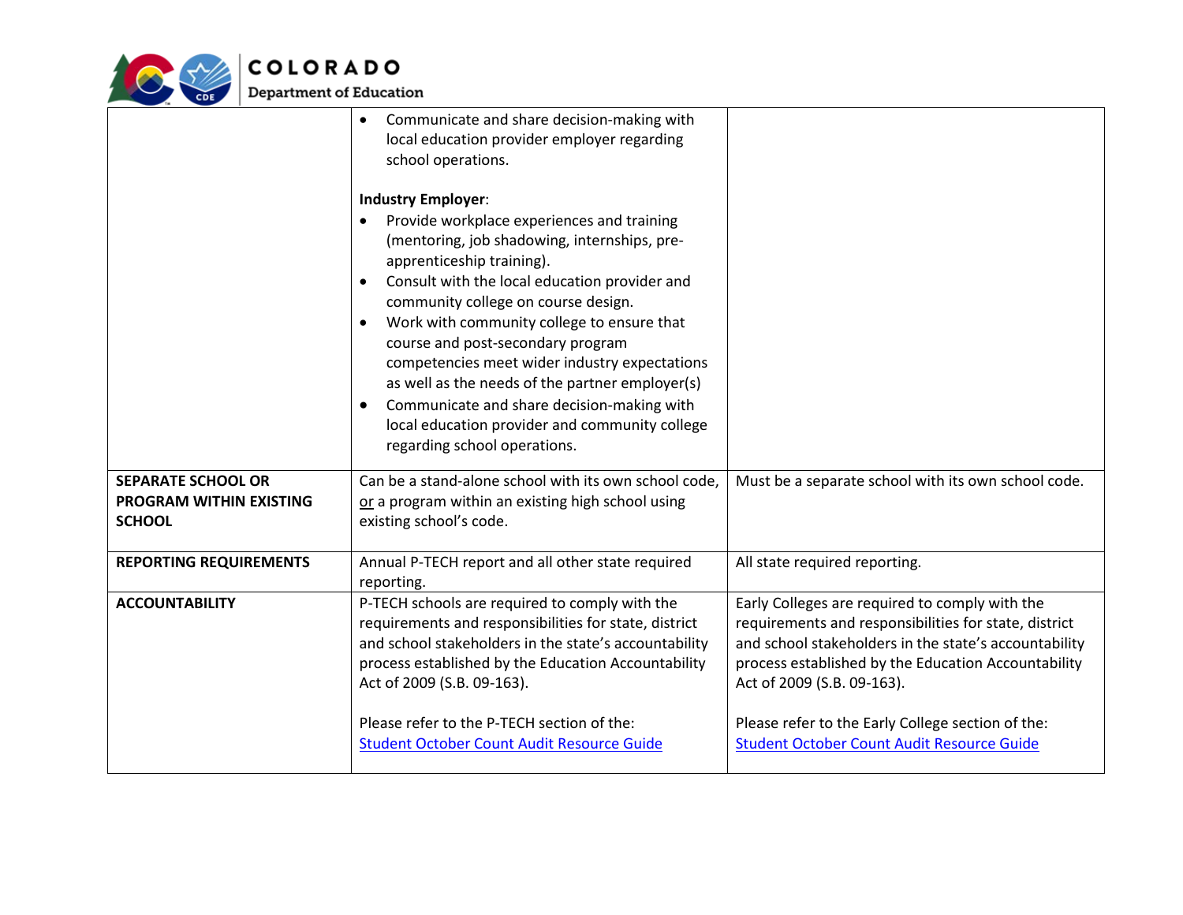| | | |
|---|---|---|
| | • Communicate and share decision-making with local education provider employer regarding school operations.<br><br>**Industry Employer**:<br>• Provide workplace experiences and training (mentoring, job shadowing, internships, pre-apprenticeship training).<br>• Consult with the local education provider and community college on course design.<br>• Work with community college to ensure that course and post-secondary program competencies meet wider industry expectations as well as the needs of the partner employer(s)<br>• Communicate and share decision-making with local education provider and community college regarding school operations. | |
| **SEPARATE SCHOOL OR PROGRAM WITHIN EXISTING SCHOOL** | Can be a stand-alone school with its own school code, or a program within an existing high school using existing school's code. | Must be a separate school with its own school code. |
| **REPORTING REQUIREMENTS** | Annual P-TECH report and all other state required reporting. | All state required reporting. |
| **ACCOUNTABILITY** | P-TECH schools are required to comply with the requirements and responsibilities for state, district and school stakeholders in the state's accountability process established by the Education Accountability Act of 2009 (S.B. 09-163).<br><br>Please refer to the P-TECH section of the: Student October Count Audit Resource Guide | Early Colleges are required to comply with the requirements and responsibilities for state, district and school stakeholders in the state's accountability process established by the Education Accountability Act of 2009 (S.B. 09-163).<br><br>Please refer to the Early College section of the: Student October Count Audit Resource Guide |